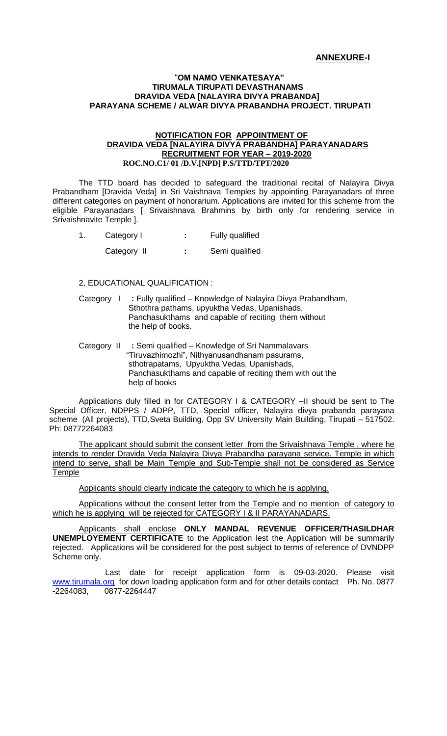**ANNEXURE-I**

**"OM NAMO VENKATESAYA"**
**TIRUMALA TIRUPATI DEVASTHANAMS**
**DRAVIDA VEDA [NALAYIRA DIVYA PRABANDA]**
**PARAYANA SCHEME / ALWAR DIVYA PRABANDHA PROJECT. TIRUPATI**

**NOTIFICATION FOR APPOINTMENT OF**
**DRAVIDA VEDA [NALAYIRA DIVYA PRABANDHA] PARAYANADARS**
**RECRUITMENT FOR YEAR – 2019-2020**
**ROC.NO.C1/ 01 /D.V.[NPD] P.S/TTD/TPT/2020**

The TTD board has decided to safeguard the traditional recital of Nalayira Divya Prabandham [Dravida Veda] in Sri Vaishnava Temples by appointing Parayanadars of three different categories on payment of honorarium. Applications are invited for this scheme from the eligible Parayanadars [ Srivaishnava Brahmins by birth only for rendering service in Srivaishnavite Temple ].

1. Category I : Fully qualified

   Category II : Semi qualified

2, EDUCATIONAL QUALIFICATION :

Category I **:** Fully qualified – Knowledge of Nalayira Divya Prabandham, Sthothra pathams, upyuktha Vedas, Upanishads, Panchasukthams and capable of reciting them without the help of books.

Category II **:** Semi qualified – Knowledge of Sri Nammalavars "Tiruvazhimozhi", Nithyanusandhanam pasurams, sthotrapatams, Upyuktha Vedas, Upanishads, Panchasukthams and capable of reciting them with out the help of books

Applications duly filled in for CATEGORY I & CATEGORY –II should be sent to The Special Officer, NDPPS / ADPP, TTD, Special officer, Nalayira divya prabanda parayana scheme (All projects), TTD,Sveta Building, Opp SV University Main Building, Tirupati – 517502. Ph: 08772264083

The applicant should submit the consent letter from the Srivaishnava Temple , where he intends to render Dravida Veda Nalayira Divya Prabandha parayana service. Temple in which intend to serve, shall be Main Temple and Sub-Temple shall not be considered as Service Temple

Applicants should clearly indicate the category to which he is applying.

Applications without the consent letter from the Temple and no mention of category to which he is applying will be rejected for CATEGORY I & II PARAYANADARS.

Applicants shall enclose **ONLY MANDAL REVENUE OFFICER/THASILDHAR UNEMPLOYEMENT CERTIFICATE** to the Application lest the Application will be summarily rejected. Applications will be considered for the post subject to terms of reference of DVNDPP Scheme only.

Last date for receipt application form is 09-03-2020. Please visit www.tirumala.org for down loading application form and for other details contact Ph. No. 0877 -2264083, 0877-2264447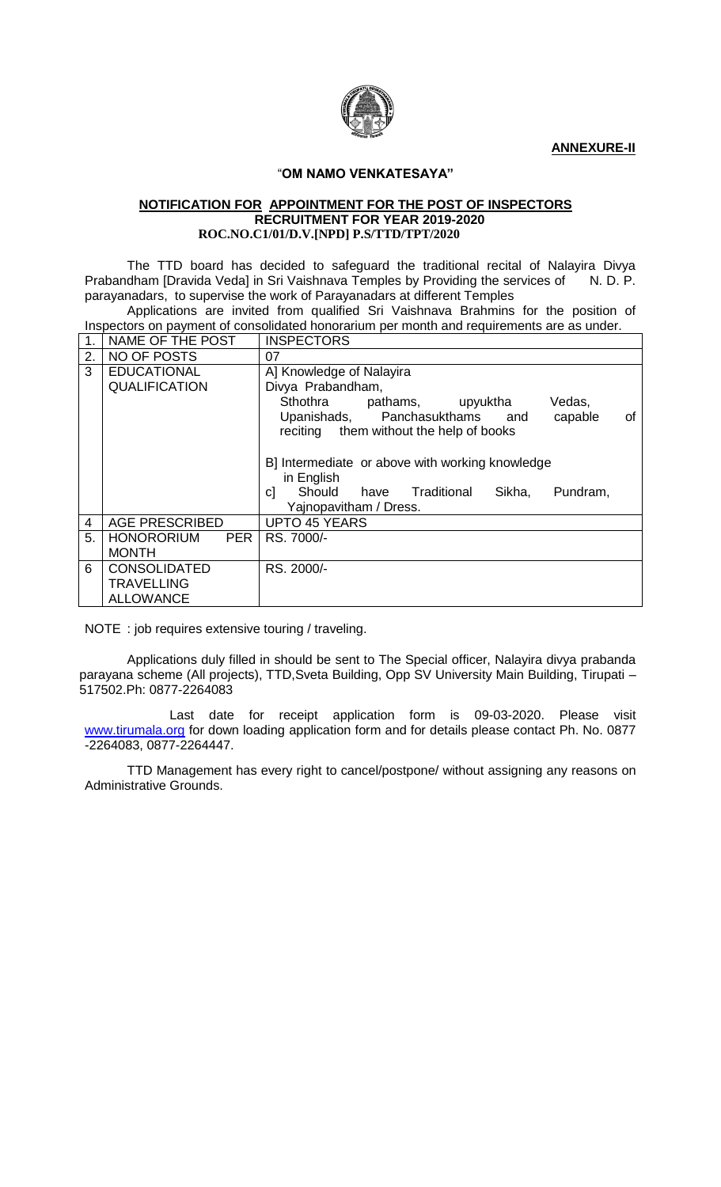**ANNEXURE-II**

**"OM NAMO VENKATESAYA"**

**NOTIFICATION FOR APPOINTMENT FOR THE POST OF INSPECTORS**
**RECRUITMENT FOR YEAR 2019-2020**
**ROC.NO.C1/01/D.V.[NPD] P.S/TTD/TPT/2020**

The TTD board has decided to safeguard the traditional recital of Nalayira Divya Prabandham [Dravida Veda] in Sri Vaishnava Temples by Providing the services of N. D. P. parayanadars, to supervise the work of Parayanadars at different Temples

Applications are invited from qualified Sri Vaishnava Brahmins for the position of Inspectors on payment of consolidated honorarium per month and requirements are as under.

| | | |
|---|---|---|
| 1. | NAME OF THE POST | INSPECTORS |
| 2. | NO OF POSTS | 07 |
| 3 | EDUCATIONAL QUALIFICATION | A] Knowledge of Nalayira Divya Prabandham, Sthothra pathams, upyuktha Vedas, Upanishads, Panchasukthams and capable of reciting them without the help of books<br><br>B] Intermediate or above with working knowledge in English<br>c] Should have Traditional Sikha, Pundram, Yajnopavitham / Dress. |
| 4 | AGE PRESCRIBED | UPTO 45 YEARS |
| 5. | HONORORIUM PER MONTH | RS. 7000/- |
| 6 | CONSOLIDATED TRAVELLING ALLOWANCE | RS. 2000/- |

NOTE : job requires extensive touring / traveling.

Applications duly filled in should be sent to The Special officer, Nalayira divya prabanda parayana scheme (All projects), TTD,Sveta Building, Opp SV University Main Building, Tirupati – 517502.Ph: 0877-2264083

Last date for receipt application form is 09-03-2020. Please visit www.tirumala.org for down loading application form and for details please contact Ph. No. 0877 -2264083, 0877-2264447.

TTD Management has every right to cancel/postpone/ without assigning any reasons on Administrative Grounds.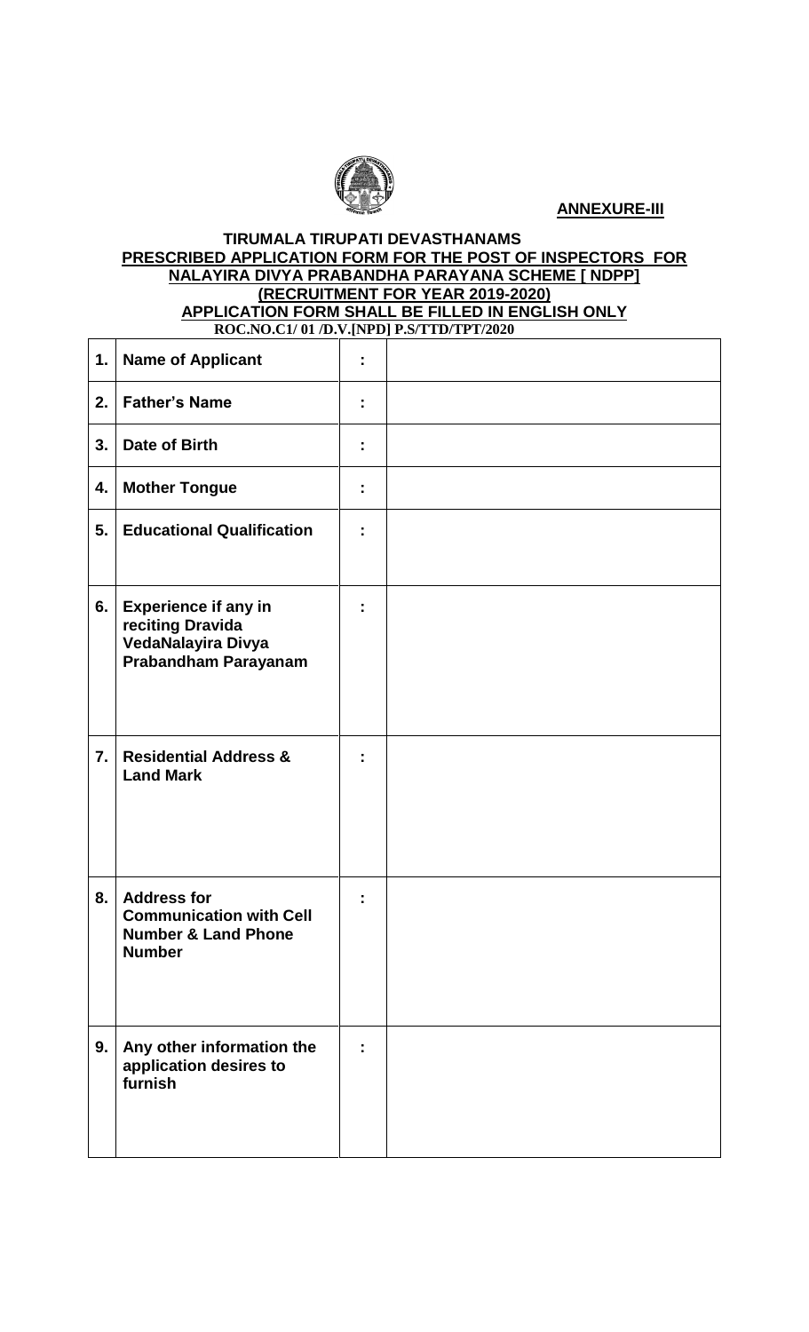**ANNEXURE-III**

**TIRUMALA TIRUPATI DEVASTHANAMS**

**PRESCRIBED APPLICATION FORM FOR THE POST OF INSPECTORS FOR NALAYIRA DIVYA PRABANDHA PARAYANA SCHEME [ NDPP] (RECRUITMENT FOR YEAR 2019-2020)**

**APPLICATION FORM SHALL BE FILLED IN ENGLISH ONLY**

**ROC.NO.C1/ 01 /D.V.[NPD] P.S/TTD/TPT/2020**

| | | | |
|---|---|---|---|
| 1. | **Name of Applicant** | : | |
| 2. | **Father's Name** | : | |
| 3. | **Date of Birth** | : | |
| 4. | **Mother Tongue** | : | |
| 5. | **Educational Qualification** | : | |
| 6. | **Experience if any in reciting Dravida VedaNalayira Divya Prabandham Parayanam** | : | |
| 7. | **Residential Address & Land Mark** | : | |
| 8. | **Address for Communication with Cell Number & Land Phone Number** | : | |
| 9. | **Any other information the application desires to furnish** | : | |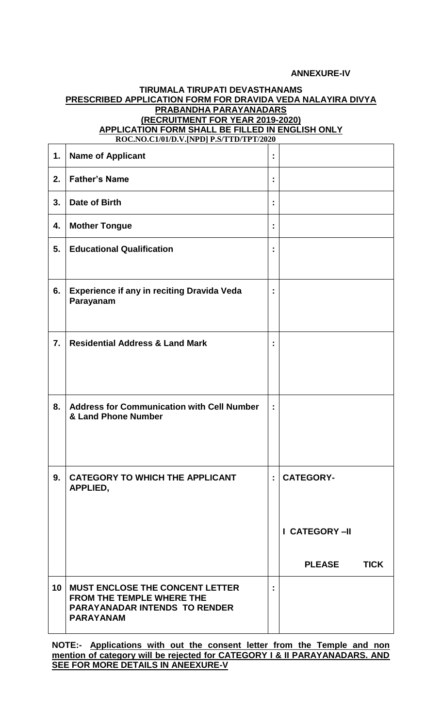**ANNEXURE-IV**

**TIRUMALA TIRUPATI DEVASTHANAMS**

**PRESCRIBED APPLICATION FORM FOR DRAVIDA VEDA NALAYIRA DIVYA PRABANDHA PARAYANADARS**

**(RECRUITMENT FOR YEAR 2019-2020)**

**APPLICATION FORM SHALL BE FILLED IN ENGLISH ONLY**

**ROC.NO.C1/01/D.V.[NPD] P.S/TTD/TPT/2020**

| | | | |
|---|---|---|---|
| **1.** | **Name of Applicant** | **:** | |
| **2.** | **Father's Name** | **:** | |
| **3.** | **Date of Birth** | **:** | |
| **4.** | **Mother Tongue** | **:** | |
| **5.** | **Educational Qualification** | **:** | |
| **6.** | **Experience if any in reciting Dravida Veda Parayanam** | **:** | |
| **7.** | **Residential Address & Land Mark** | **:** | |
| **8.** | **Address for Communication with Cell Number & Land Phone Number** | **:** | |
| **9.** | **CATEGORY TO WHICH THE APPLICANT APPLIED,** | **:** | **CATEGORY- I CATEGORY –II PLEASE TICK** |
| **10** | **MUST ENCLOSE THE CONCENT LETTER FROM THE TEMPLE WHERE THE PARAYANADAR INTENDS TO RENDER PARAYANAM** | **:** | |

**NOTE:- Applications with out the consent letter from the Temple and non mention of category will be rejected for CATEGORY I & II PARAYANADARS. AND SEE FOR MORE DETAILS IN ANEEXURE-V**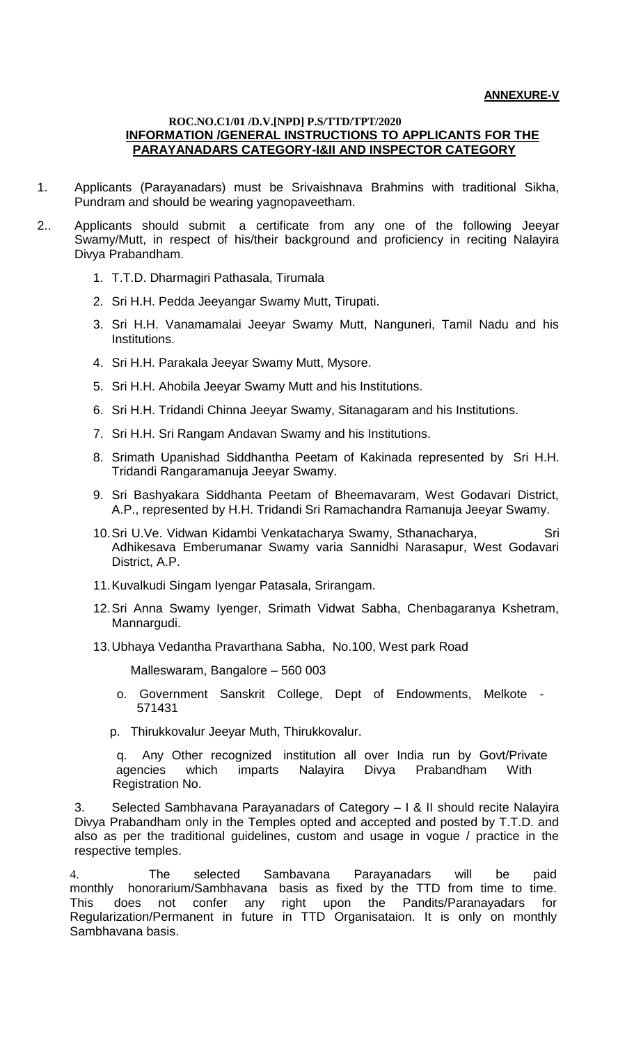**ANNEXURE-V**

**ROC.NO.C1/01 /D.V.[NPD] P.S/TTD/TPT/2020**

**INFORMATION /GENERAL INSTRUCTIONS TO APPLICANTS FOR THE PARAYANADARS CATEGORY-I&II AND INSPECTOR CATEGORY**

1. Applicants (Parayanadars) must be Srivaishnava Brahmins with traditional Sikha, Pundram and should be wearing yagnopaveetham.

2.. Applicants should submit a certificate from any one of the following Jeeyar Swamy/Mutt, in respect of his/their background and proficiency in reciting Nalayira Divya Prabandham.

   1. T.T.D. Dharmagiri Pathasala, Tirumala
   2. Sri H.H. Pedda Jeeyangar Swamy Mutt, Tirupati.
   3. Sri H.H. Vanamamalai Jeeyar Swamy Mutt, Nanguneri, Tamil Nadu and his Institutions.
   4. Sri H.H. Parakala Jeeyar Swamy Mutt, Mysore.
   5. Sri H.H. Ahobila Jeeyar Swamy Mutt and his Institutions.
   6. Sri H.H. Tridandi Chinna Jeeyar Swamy, Sitanagaram and his Institutions.
   7. Sri H.H. Sri Rangam Andavan Swamy and his Institutions.
   8. Srimath Upanishad Siddhantha Peetam of Kakinada represented by Sri H.H. Tridandi Rangaramanuja Jeeyar Swamy.
   9. Sri Bashyakara Siddhanta Peetam of Bheemavaram, West Godavari District, A.P., represented by H.H. Tridandi Sri Ramachandra Ramanuja Jeeyar Swamy.
   10. Sri U.Ve. Vidwan Kidambi Venkatacharya Swamy, Sthanacharya, Sri Adhikesava Emberumanar Swamy varia Sannidhi Narasapur, West Godavari District, A.P.
   11. Kuvalkudi Singam Iyengar Patasala, Srirangam.
   12. Sri Anna Swamy Iyenger, Srimath Vidwat Sabha, Chenbagaranya Kshetram, Mannargudi.
   13. Ubhaya Vedantha Pravarthana Sabha, No.100, West park Road

       Malleswaram, Bangalore – 560 003

   o. Government Sanskrit College, Dept of Endowments, Melkote - 571431

   p. Thirukkovalur Jeeyar Muth, Thirukkovalur.

   q. Any Other recognized institution all over India run by Govt/Private agencies which imparts Nalayira Divya Prabandham With Registration No.

3. Selected Sambhavana Parayanadars of Category – I & II should recite Nalayira Divya Prabandham only in the Temples opted and accepted and posted by T.T.D. and also as per the traditional guidelines, custom and usage in vogue / practice in the respective temples.

4. The selected Sambavana Parayanadars will be paid monthly honorarium/Sambhavana basis as fixed by the TTD from time to time. This does not confer any right upon the Pandits/Paranayadars for Regularization/Permanent in future in TTD Organisataion. It is only on monthly Sambhavana basis.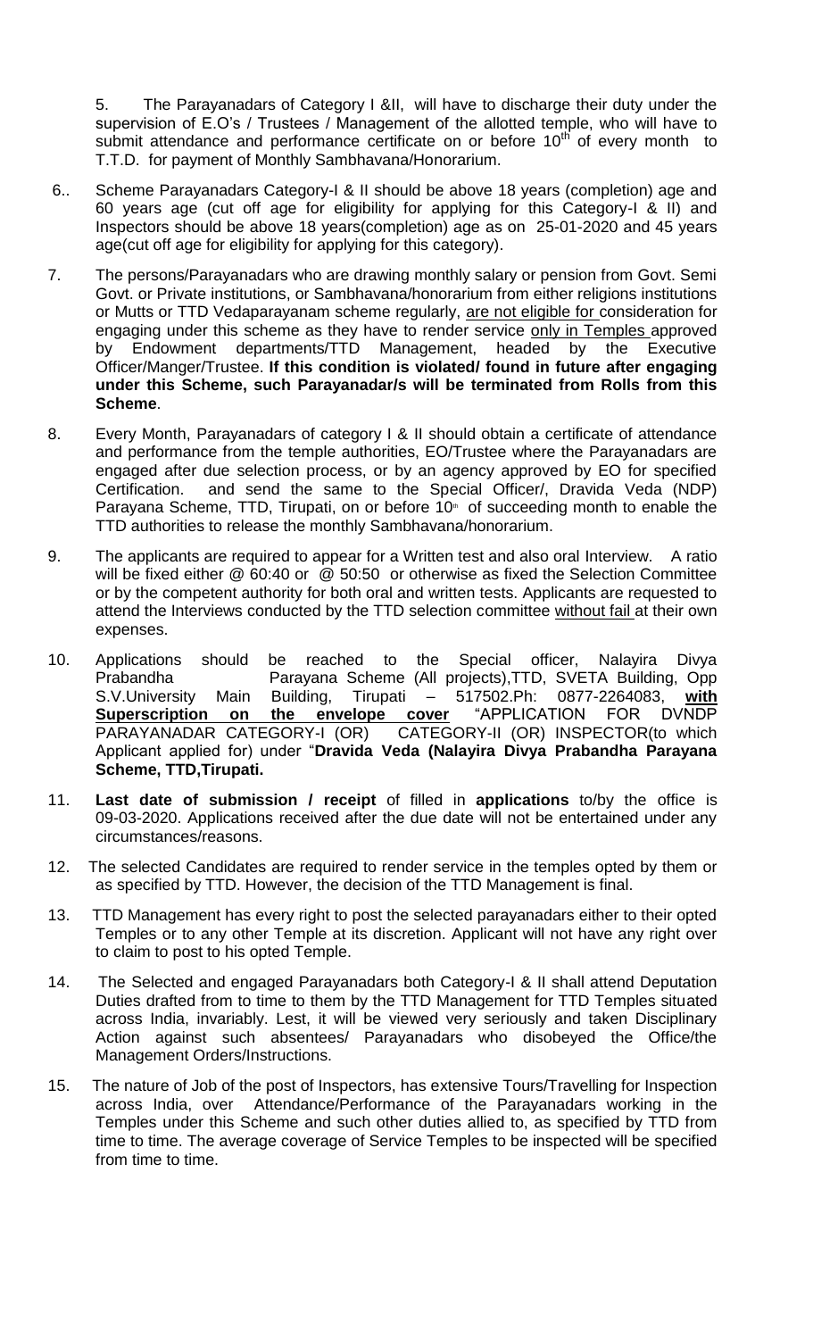5. The Parayanadars of Category I &II, will have to discharge their duty under the supervision of E.O's / Trustees / Management of the allotted temple, who will have to submit attendance and performance certificate on or before 10th of every month to T.T.D. for payment of Monthly Sambhavana/Honorarium.

6.. Scheme Parayanadars Category-I & II should be above 18 years (completion) age and 60 years age (cut off age for eligibility for applying for this Category-I & II) and Inspectors should be above 18 years(completion) age as on 25-01-2020 and 45 years age(cut off age for eligibility for applying for this category).

7. The persons/Parayanadars who are drawing monthly salary or pension from Govt. Semi Govt. or Private institutions, or Sambhavana/honorarium from either religions institutions or Mutts or TTD Vedaparayanam scheme regularly, are not eligible for consideration for engaging under this scheme as they have to render service only in Temples approved by Endowment departments/TTD Management, headed by the Executive Officer/Manger/Trustee. **If this condition is violated/ found in future after engaging under this Scheme, such Parayanadar/s will be terminated from Rolls from this Scheme**.

8. Every Month, Parayanadars of category I & II should obtain a certificate of attendance and performance from the temple authorities, EO/Trustee where the Parayanadars are engaged after due selection process, or by an agency approved by EO for specified Certification. and send the same to the Special Officer/, Dravida Veda (NDP) Parayana Scheme, TTD, Tirupati, on or before 10th of succeeding month to enable the TTD authorities to release the monthly Sambhavana/honorarium.

9. The applicants are required to appear for a Written test and also oral Interview. A ratio will be fixed either @ 60:40 or @ 50:50 or otherwise as fixed the Selection Committee or by the competent authority for both oral and written tests. Applicants are requested to attend the Interviews conducted by the TTD selection committee without fail at their own expenses.

10. Applications should be reached to the Special officer, Nalayira Divya Prabandha Parayana Scheme (All projects),TTD, SVETA Building, Opp S.V.University Main Building, Tirupati – 517502.Ph: 0877-2264083, **with Superscription on the envelope cover** "APPLICATION FOR DVNDP PARAYANADAR CATEGORY-I (OR) CATEGORY-II (OR) INSPECTOR(to which Applicant applied for) under "**Dravida Veda (Nalayira Divya Prabandha Parayana Scheme, TTD,Tirupati.**

11. **Last date of submission / receipt** of filled in **applications** to/by the office is 09-03-2020. Applications received after the due date will not be entertained under any circumstances/reasons.

12. The selected Candidates are required to render service in the temples opted by them or as specified by TTD. However, the decision of the TTD Management is final.

13. TTD Management has every right to post the selected parayanadars either to their opted Temples or to any other Temple at its discretion. Applicant will not have any right over to claim to post to his opted Temple.

14. The Selected and engaged Parayanadars both Category-I & II shall attend Deputation Duties drafted from to time to them by the TTD Management for TTD Temples situated across India, invariably. Lest, it will be viewed very seriously and taken Disciplinary Action against such absentees/ Parayanadars who disobeyed the Office/the Management Orders/Instructions.

15. The nature of Job of the post of Inspectors, has extensive Tours/Travelling for Inspection across India, over Attendance/Performance of the Parayanadars working in the Temples under this Scheme and such other duties allied to, as specified by TTD from time to time. The average coverage of Service Temples to be inspected will be specified from time to time.